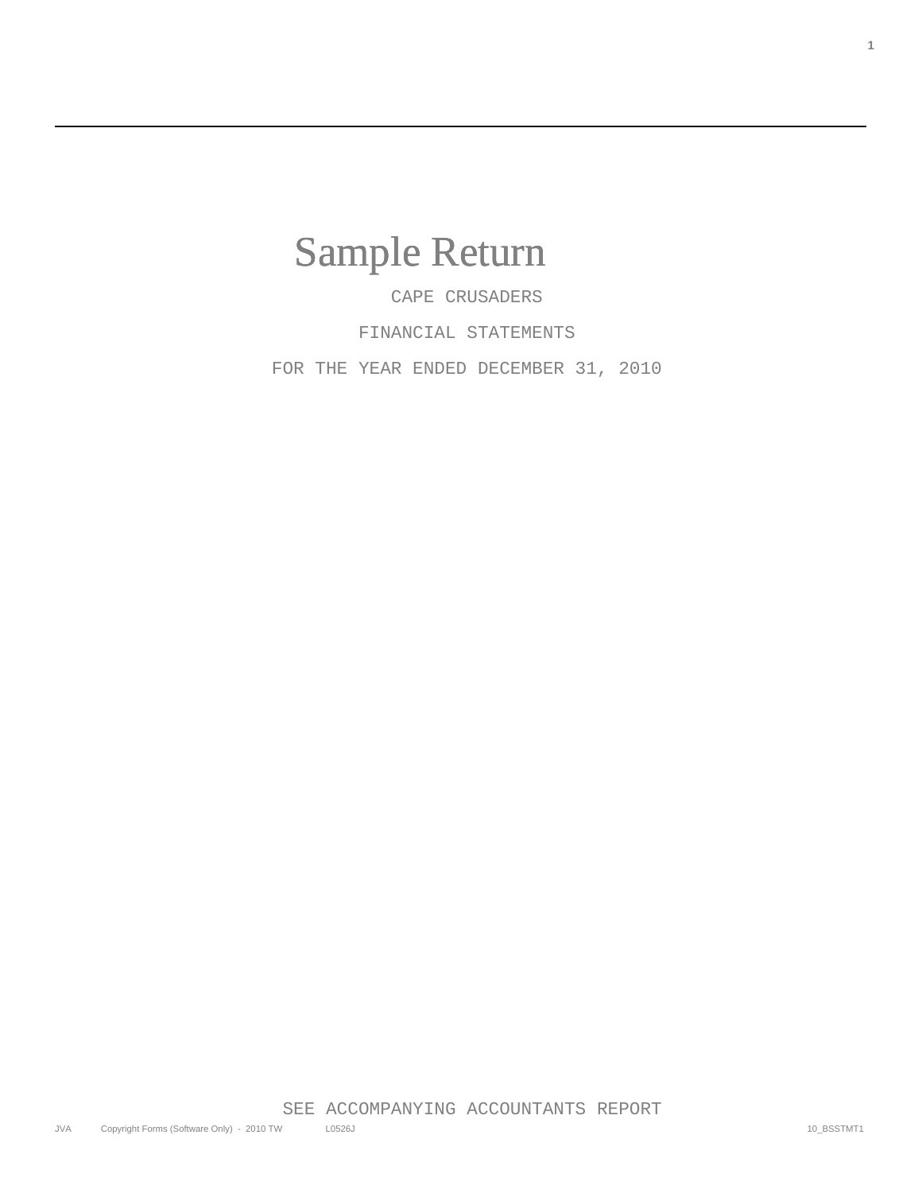# Sample Return

CAPE CRUSADERS

FINANCIAL STATEMENTS

FOR THE YEAR ENDED DECEMBER 31, 2010

SEE ACCOMPANYING ACCOUNTANTS REPORT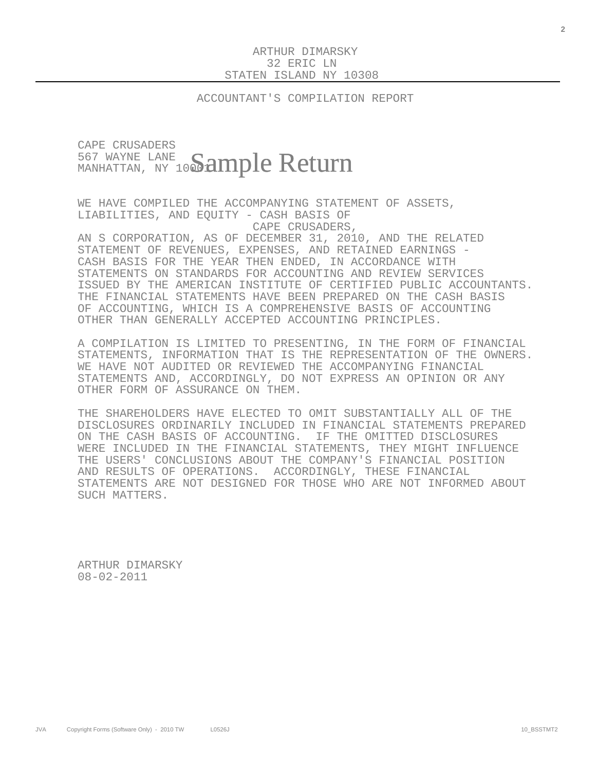ARTHUR DIMARSKY
32 ERIC LN
STATEN ISLAND NY 10308

## ACCOUNTANT'S COMPILATION REPORT

CAPE CRUSADERS
567 WAYNE LANE
MANHATTAN, NY 10001

Sample Return

WE HAVE COMPILED THE ACCOMPANYING STATEMENT OF ASSETS, LIABILITIES, AND EQUITY - CASH BASIS OF CAPE CRUSADERS, AN S CORPORATION, AS OF DECEMBER 31, 2010, AND THE RELATED STATEMENT OF REVENUES, EXPENSES, AND RETAINED EARNINGS - CASH BASIS FOR THE YEAR THEN ENDED, IN ACCORDANCE WITH STATEMENTS ON STANDARDS FOR ACCOUNTING AND REVIEW SERVICES ISSUED BY THE AMERICAN INSTITUTE OF CERTIFIED PUBLIC ACCOUNTANTS. THE FINANCIAL STATEMENTS HAVE BEEN PREPARED ON THE CASH BASIS OF ACCOUNTING, WHICH IS A COMPREHENSIVE BASIS OF ACCOUNTING OTHER THAN GENERALLY ACCEPTED ACCOUNTING PRINCIPLES.

A COMPILATION IS LIMITED TO PRESENTING, IN THE FORM OF FINANCIAL STATEMENTS, INFORMATION THAT IS THE REPRESENTATION OF THE OWNERS. WE HAVE NOT AUDITED OR REVIEWED THE ACCOMPANYING FINANCIAL STATEMENTS AND, ACCORDINGLY, DO NOT EXPRESS AN OPINION OR ANY OTHER FORM OF ASSURANCE ON THEM.

THE SHAREHOLDERS HAVE ELECTED TO OMIT SUBSTANTIALLY ALL OF THE DISCLOSURES ORDINARILY INCLUDED IN FINANCIAL STATEMENTS PREPARED ON THE CASH BASIS OF ACCOUNTING. IF THE OMITTED DISCLOSURES WERE INCLUDED IN THE FINANCIAL STATEMENTS, THEY MIGHT INFLUENCE THE USERS' CONCLUSIONS ABOUT THE COMPANY'S FINANCIAL POSITION AND RESULTS OF OPERATIONS. ACCORDINGLY, THESE FINANCIAL STATEMENTS ARE NOT DESIGNED FOR THOSE WHO ARE NOT INFORMED ABOUT SUCH MATTERS.

ARTHUR DIMARSKY
08-02-2011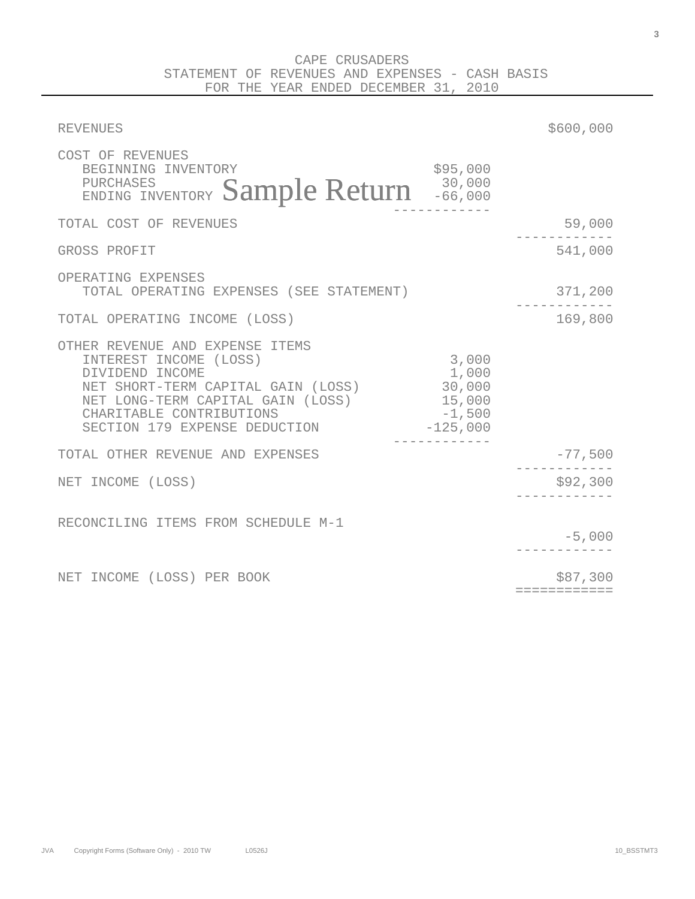# CAPE CRUSADERS
## STATEMENT OF REVENUES AND EXPENSES - CASH BASIS
### FOR THE YEAR ENDED DECEMBER 31, 2010

| | | |
|---|---|---|
| REVENUES | | $600,000 |
| COST OF REVENUES | | |
| BEGINNING INVENTORY | $95,000 | |
| PURCHASES | 30,000 | |
| ENDING INVENTORY | -66,000 | |
| TOTAL COST OF REVENUES | | 59,000 |
| GROSS PROFIT | | 541,000 |
| OPERATING EXPENSES | | |
| TOTAL OPERATING EXPENSES (SEE STATEMENT) | | 371,200 |
| TOTAL OPERATING INCOME (LOSS) | | 169,800 |
| OTHER REVENUE AND EXPENSE ITEMS | | |
| INTEREST INCOME (LOSS) | 3,000 | |
| DIVIDEND INCOME | 1,000 | |
| NET SHORT-TERM CAPITAL GAIN (LOSS) | 30,000 | |
| NET LONG-TERM CAPITAL GAIN (LOSS) | 15,000 | |
| CHARITABLE CONTRIBUTIONS | -1,500 | |
| SECTION 179 EXPENSE DEDUCTION | -125,000 | |
| TOTAL OTHER REVENUE AND EXPENSES | | -77,500 |
| NET INCOME (LOSS) | | $92,300 |
| RECONCILING ITEMS FROM SCHEDULE M-1 | | -5,000 |
| NET INCOME (LOSS) PER BOOK | | $87,300 |

Sample Return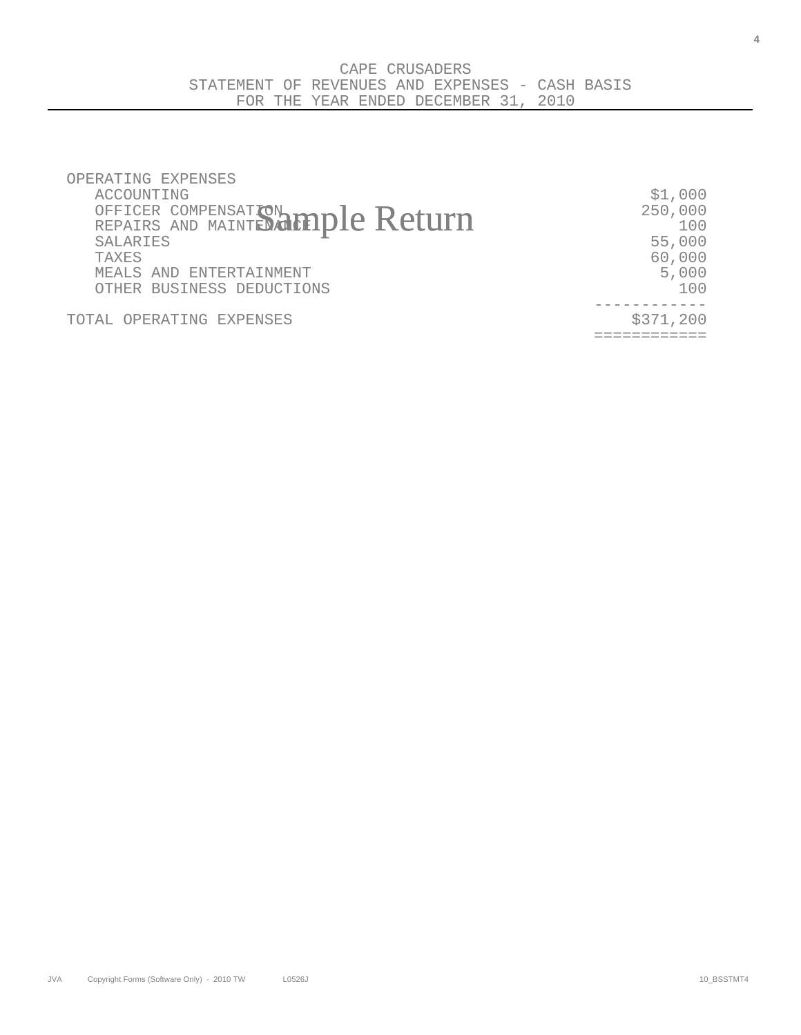# CAPE CRUSADERS

## STATEMENT OF REVENUES AND EXPENSES - CASH BASIS

### FOR THE YEAR ENDED DECEMBER 31, 2010

| | |
|---|---|
| OPERATING EXPENSES | |
| ACCOUNTING | $1,000 |
| OFFICER COMPENSATION | 250,000 |
| REPAIRS AND MAINTENANCE | 100 |
| SALARIES | 55,000 |
| TAXES | 60,000 |
| MEALS AND ENTERTAINMENT | 5,000 |
| OTHER BUSINESS DEDUCTIONS | 100 |
| TOTAL OPERATING EXPENSES | $371,200 |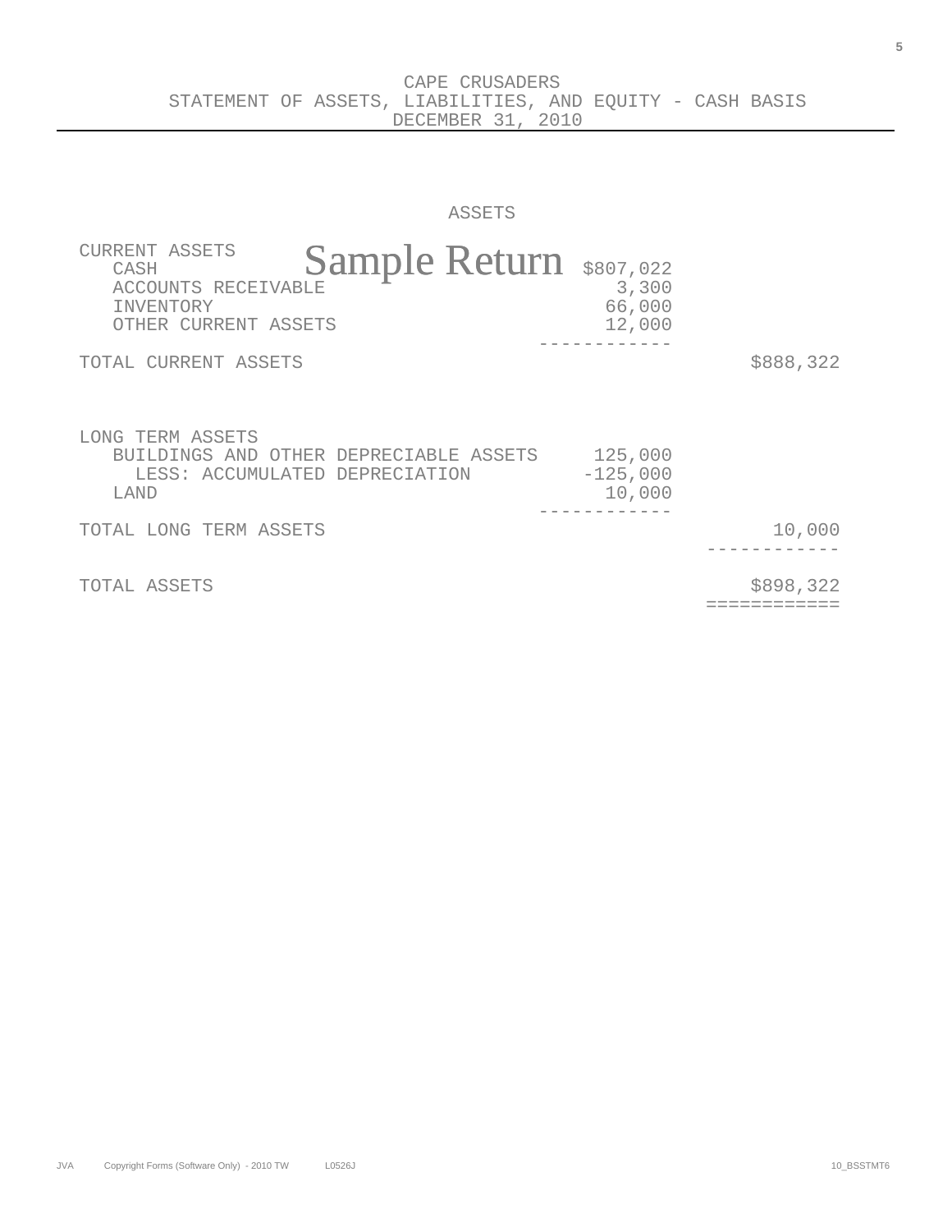# CAPE CRUSADERS
## STATEMENT OF ASSETS, LIABILITIES, AND EQUITY - CASH BASIS
### DECEMBER 31, 2010

Sample Return

### ASSETS

| | | |
|---|---:|---:|
| CURRENT ASSETS | | |
| CASH | $807,022 | |
| ACCOUNTS RECEIVABLE | 3,300 | |
| INVENTORY | 66,000 | |
| OTHER CURRENT ASSETS | 12,000 | |
| TOTAL CURRENT ASSETS | | $888,322 |
| LONG TERM ASSETS | | |
| BUILDINGS AND OTHER DEPRECIABLE ASSETS | 125,000 | |
| LESS: ACCUMULATED DEPRECIATION | -125,000 | |
| LAND | 10,000 | |
| TOTAL LONG TERM ASSETS | | 10,000 |
| TOTAL ASSETS | | $898,322 |

JVA Copyright Forms (Software Only) - 2010 TW L0526J 10_BSSTMT6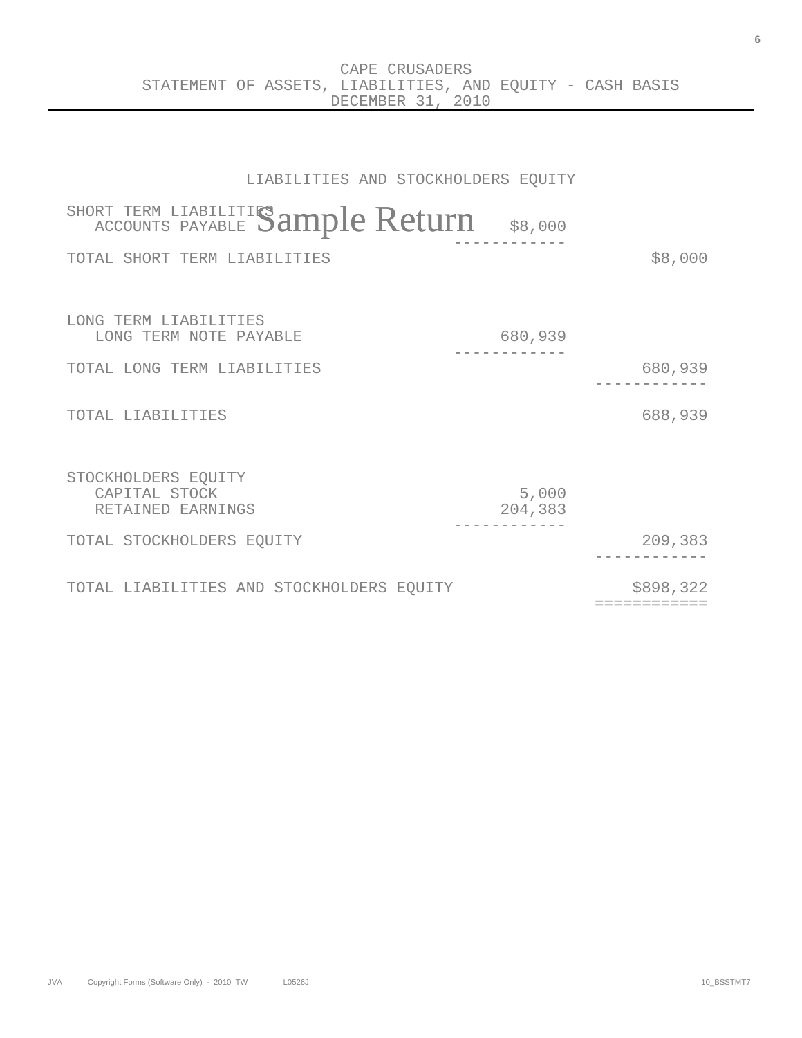# CAPE CRUSADERS
## STATEMENT OF ASSETS, LIABILITIES, AND EQUITY - CASH BASIS
### DECEMBER 31, 2010

### LIABILITIES AND STOCKHOLDERS EQUITY

| | | |
|---|---|---|
| SHORT TERM LIABILITIES | | |
| ACCOUNTS PAYABLE | $8,000 | |
| TOTAL SHORT TERM LIABILITIES | | $8,000 |
| | | |
| LONG TERM LIABILITIES | | |
| LONG TERM NOTE PAYABLE | 680,939 | |
| TOTAL LONG TERM LIABILITIES | | 680,939 |
| | | |
| TOTAL LIABILITIES | | 688,939 |
| | | |
| STOCKHOLDERS EQUITY | | |
| CAPITAL STOCK | 5,000 | |
| RETAINED EARNINGS | 204,383 | |
| TOTAL STOCKHOLDERS EQUITY | | 209,383 |
| | | |
| TOTAL LIABILITIES AND STOCKHOLDERS EQUITY | | $898,322 |

Sample Return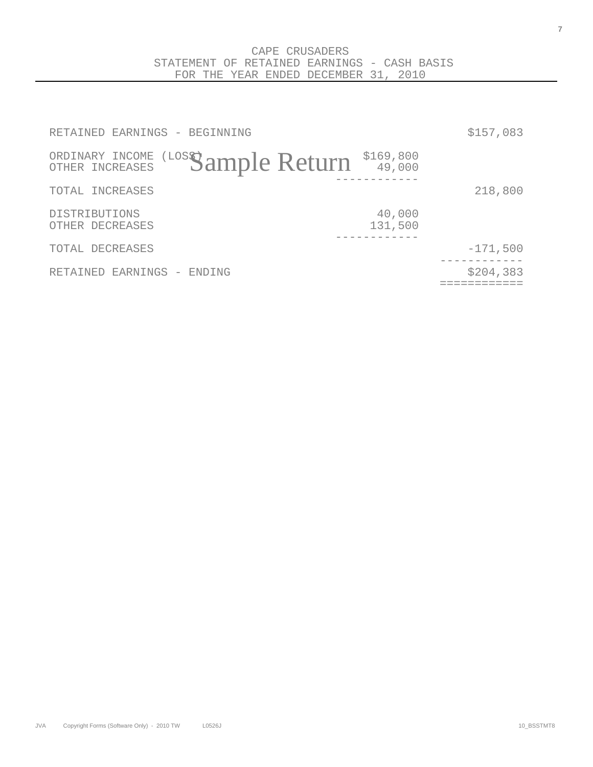# CAPE CRUSADERS
## STATEMENT OF RETAINED EARNINGS - CASH BASIS
## FOR THE YEAR ENDED DECEMBER 31, 2010

| | | |
|---|---|---|
| RETAINED EARNINGS - BEGINNING | | $157,083 |
| ORDINARY INCOME (LOSS) | $169,800 | |
| OTHER INCREASES | 49,000 | |
| TOTAL INCREASES | | 218,800 |
| DISTRIBUTIONS | 40,000 | |
| OTHER DECREASES | 131,500 | |
| TOTAL DECREASES | | -171,500 |
| RETAINED EARNINGS - ENDING | | $204,383 |

Sample Return